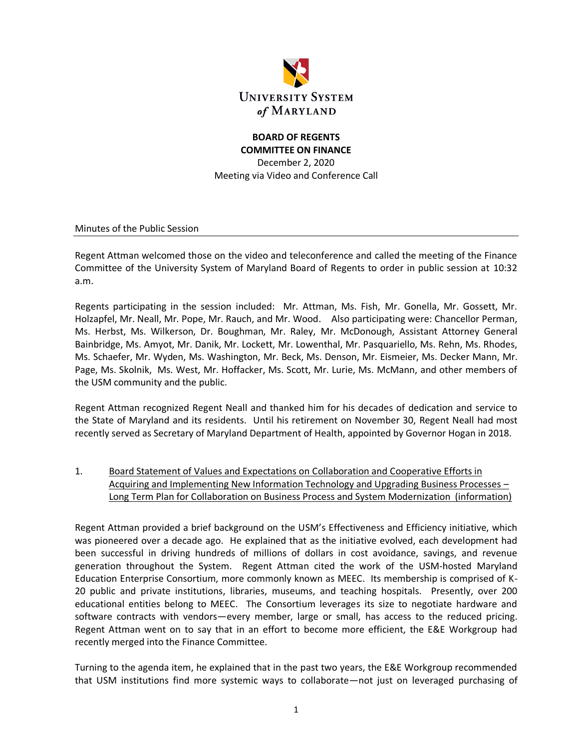**UNIVERSITY SYSTEM of MARYLAND**

**BOARD OF REGENTS**
**COMMITTEE ON FINANCE**
December 2, 2020
Meeting via Video and Conference Call

Minutes of the Public Session

---

Regent Attman welcomed those on the video and teleconference and called the meeting of the Finance Committee of the University System of Maryland Board of Regents to order in public session at 10:32 a.m.

Regents participating in the session included: Mr. Attman, Ms. Fish, Mr. Gonella, Mr. Gossett, Mr. Holzapfel, Mr. Neall, Mr. Pope, Mr. Rauch, and Mr. Wood. Also participating were: Chancellor Perman, Ms. Herbst, Ms. Wilkerson, Dr. Boughman, Mr. Raley, Mr. McDonough, Assistant Attorney General Bainbridge, Ms. Amyot, Mr. Danik, Mr. Lockett, Mr. Lowenthal, Mr. Pasquariello, Ms. Rehn, Ms. Rhodes, Ms. Schaefer, Mr. Wyden, Ms. Washington, Mr. Beck, Ms. Denson, Mr. Eismeier, Ms. Decker Mann, Mr. Page, Ms. Skolnik, Ms. West, Mr. Hoffacker, Ms. Scott, Mr. Lurie, Ms. McMann, and other members of the USM community and the public.

Regent Attman recognized Regent Neall and thanked him for his decades of dedication and service to the State of Maryland and its residents. Until his retirement on November 30, Regent Neall had most recently served as Secretary of Maryland Department of Health, appointed by Governor Hogan in 2018.

1. Board Statement of Values and Expectations on Collaboration and Cooperative Efforts in Acquiring and Implementing New Information Technology and Upgrading Business Processes – Long Term Plan for Collaboration on Business Process and System Modernization (information)

Regent Attman provided a brief background on the USM's Effectiveness and Efficiency initiative, which was pioneered over a decade ago. He explained that as the initiative evolved, each development had been successful in driving hundreds of millions of dollars in cost avoidance, savings, and revenue generation throughout the System. Regent Attman cited the work of the USM-hosted Maryland Education Enterprise Consortium, more commonly known as MEEC. Its membership is comprised of K-20 public and private institutions, libraries, museums, and teaching hospitals. Presently, over 200 educational entities belong to MEEC. The Consortium leverages its size to negotiate hardware and software contracts with vendors—every member, large or small, has access to the reduced pricing. Regent Attman went on to say that in an effort to become more efficient, the E&E Workgroup had recently merged into the Finance Committee.

Turning to the agenda item, he explained that in the past two years, the E&E Workgroup recommended that USM institutions find more systemic ways to collaborate—not just on leveraged purchasing of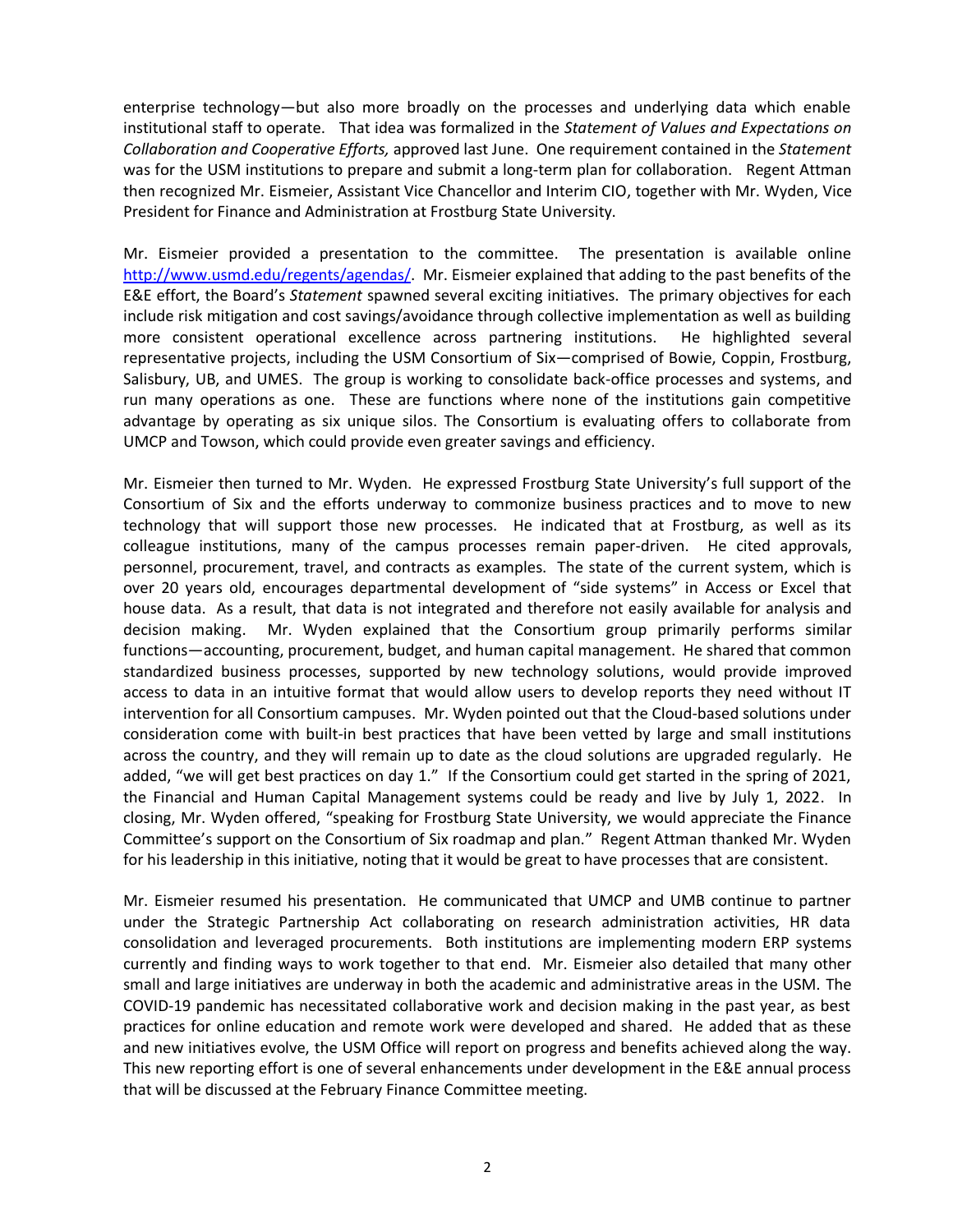enterprise technology—but also more broadly on the processes and underlying data which enable institutional staff to operate. That idea was formalized in the *Statement of Values and Expectations on Collaboration and Cooperative Efforts,* approved last June. One requirement contained in the *Statement* was for the USM institutions to prepare and submit a long-term plan for collaboration. Regent Attman then recognized Mr. Eismeier, Assistant Vice Chancellor and Interim CIO, together with Mr. Wyden, Vice President for Finance and Administration at Frostburg State University.

Mr. Eismeier provided a presentation to the committee. The presentation is available online [http://www.usmd.edu/regents/agendas/](http://www.usmd.edu/regents/agendas/). Mr. Eismeier explained that adding to the past benefits of the E&E effort, the Board's *Statement* spawned several exciting initiatives. The primary objectives for each include risk mitigation and cost savings/avoidance through collective implementation as well as building more consistent operational excellence across partnering institutions. He highlighted several representative projects, including the USM Consortium of Six—comprised of Bowie, Coppin, Frostburg, Salisbury, UB, and UMES. The group is working to consolidate back-office processes and systems, and run many operations as one. These are functions where none of the institutions gain competitive advantage by operating as six unique silos. The Consortium is evaluating offers to collaborate from UMCP and Towson, which could provide even greater savings and efficiency.

Mr. Eismeier then turned to Mr. Wyden. He expressed Frostburg State University's full support of the Consortium of Six and the efforts underway to commonize business practices and to move to new technology that will support those new processes. He indicated that at Frostburg, as well as its colleague institutions, many of the campus processes remain paper-driven. He cited approvals, personnel, procurement, travel, and contracts as examples. The state of the current system, which is over 20 years old, encourages departmental development of "side systems" in Access or Excel that house data. As a result, that data is not integrated and therefore not easily available for analysis and decision making. Mr. Wyden explained that the Consortium group primarily performs similar functions—accounting, procurement, budget, and human capital management. He shared that common standardized business processes, supported by new technology solutions, would provide improved access to data in an intuitive format that would allow users to develop reports they need without IT intervention for all Consortium campuses. Mr. Wyden pointed out that the Cloud-based solutions under consideration come with built-in best practices that have been vetted by large and small institutions across the country, and they will remain up to date as the cloud solutions are upgraded regularly. He added, "we will get best practices on day 1." If the Consortium could get started in the spring of 2021, the Financial and Human Capital Management systems could be ready and live by July 1, 2022. In closing, Mr. Wyden offered, "speaking for Frostburg State University, we would appreciate the Finance Committee's support on the Consortium of Six roadmap and plan." Regent Attman thanked Mr. Wyden for his leadership in this initiative, noting that it would be great to have processes that are consistent.

Mr. Eismeier resumed his presentation. He communicated that UMCP and UMB continue to partner under the Strategic Partnership Act collaborating on research administration activities, HR data consolidation and leveraged procurements. Both institutions are implementing modern ERP systems currently and finding ways to work together to that end. Mr. Eismeier also detailed that many other small and large initiatives are underway in both the academic and administrative areas in the USM. The COVID-19 pandemic has necessitated collaborative work and decision making in the past year, as best practices for online education and remote work were developed and shared. He added that as these and new initiatives evolve, the USM Office will report on progress and benefits achieved along the way. This new reporting effort is one of several enhancements under development in the E&E annual process that will be discussed at the February Finance Committee meeting.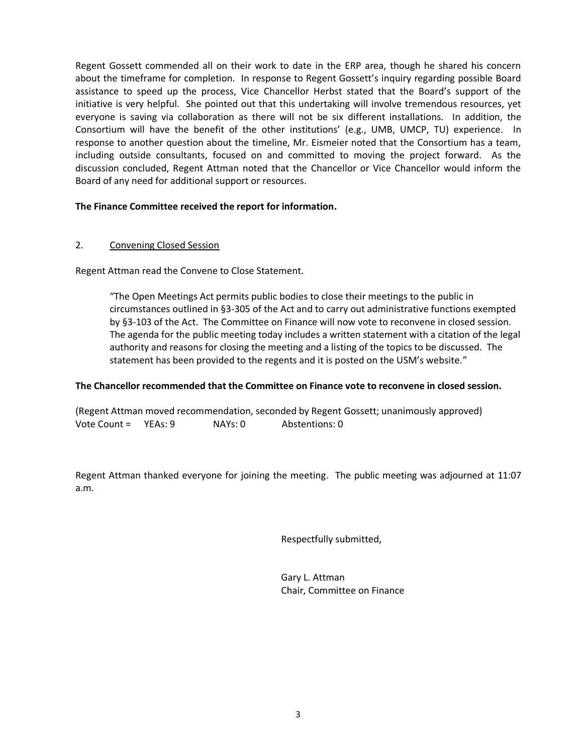Regent Gossett commended all on their work to date in the ERP area, though he shared his concern about the timeframe for completion. In response to Regent Gossett's inquiry regarding possible Board assistance to speed up the process, Vice Chancellor Herbst stated that the Board's support of the initiative is very helpful. She pointed out that this undertaking will involve tremendous resources, yet everyone is saving via collaboration as there will not be six different installations. In addition, the Consortium will have the benefit of the other institutions' (e.g., UMB, UMCP, TU) experience. In response to another question about the timeline, Mr. Eismeier noted that the Consortium has a team, including outside consultants, focused on and committed to moving the project forward. As the discussion concluded, Regent Attman noted that the Chancellor or Vice Chancellor would inform the Board of any need for additional support or resources.

**The Finance Committee received the report for information.**

2. Convening Closed Session

Regent Attman read the Convene to Close Statement.

> "The Open Meetings Act permits public bodies to close their meetings to the public in circumstances outlined in §3-305 of the Act and to carry out administrative functions exempted by §3-103 of the Act. The Committee on Finance will now vote to reconvene in closed session. The agenda for the public meeting today includes a written statement with a citation of the legal authority and reasons for closing the meeting and a listing of the topics to be discussed. The statement has been provided to the regents and it is posted on the USM's website."

**The Chancellor recommended that the Committee on Finance vote to reconvene in closed session.**

(Regent Attman moved recommendation, seconded by Regent Gossett; unanimously approved)
Vote Count = YEAs: 9 NAYs: 0 Abstentions: 0

Regent Attman thanked everyone for joining the meeting. The public meeting was adjourned at 11:07 a.m.

Respectfully submitted,

Gary L. Attman
Chair, Committee on Finance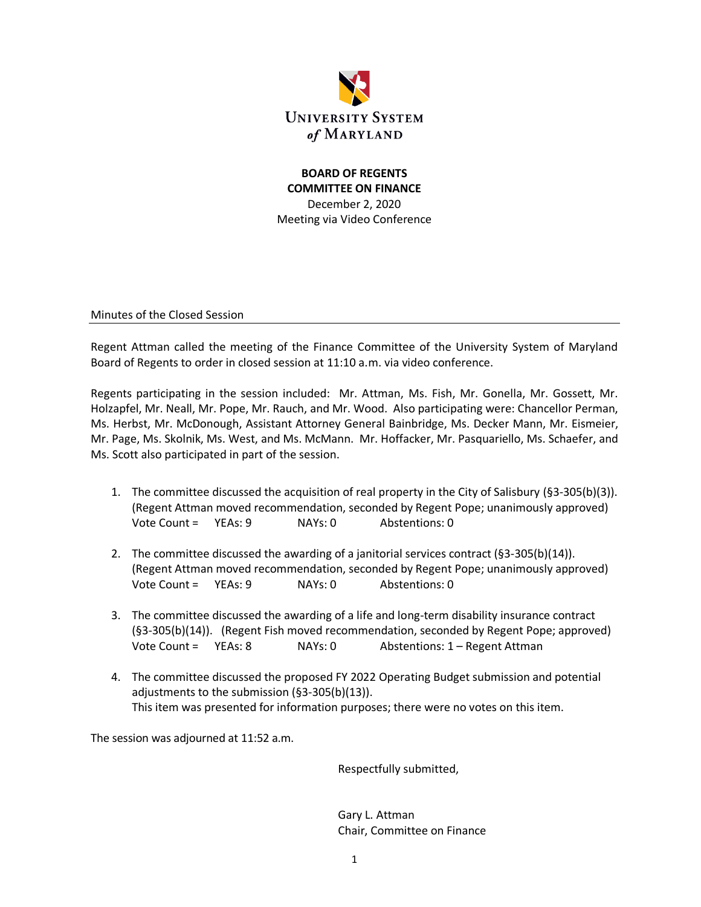UNIVERSITY SYSTEM of MARYLAND

**BOARD OF REGENTS**
**COMMITTEE ON FINANCE**
December 2, 2020
Meeting via Video Conference

Minutes of the Closed Session

---

Regent Attman called the meeting of the Finance Committee of the University System of Maryland Board of Regents to order in closed session at 11:10 a.m. via video conference.

Regents participating in the session included: Mr. Attman, Ms. Fish, Mr. Gonella, Mr. Gossett, Mr. Holzapfel, Mr. Neall, Mr. Pope, Mr. Rauch, and Mr. Wood. Also participating were: Chancellor Perman, Ms. Herbst, Mr. McDonough, Assistant Attorney General Bainbridge, Ms. Decker Mann, Mr. Eismeier, Mr. Page, Ms. Skolnik, Ms. West, and Ms. McMann. Mr. Hoffacker, Mr. Pasquariello, Ms. Schaefer, and Ms. Scott also participated in part of the session.

1. The committee discussed the acquisition of real property in the City of Salisbury (§3-305(b)(3)). (Regent Attman moved recommendation, seconded by Regent Pope; unanimously approved)
   Vote Count = YEAs: 9 NAYs: 0 Abstentions: 0

2. The committee discussed the awarding of a janitorial services contract (§3-305(b)(14)). (Regent Attman moved recommendation, seconded by Regent Pope; unanimously approved)
   Vote Count = YEAs: 9 NAYs: 0 Abstentions: 0

3. The committee discussed the awarding of a life and long-term disability insurance contract (§3-305(b)(14)). (Regent Fish moved recommendation, seconded by Regent Pope; approved)
   Vote Count = YEAs: 8 NAYs: 0 Abstentions: 1 – Regent Attman

4. The committee discussed the proposed FY 2022 Operating Budget submission and potential adjustments to the submission (§3-305(b)(13)).
   This item was presented for information purposes; there were no votes on this item.

The session was adjourned at 11:52 a.m.

Respectfully submitted,

Gary L. Attman
Chair, Committee on Finance